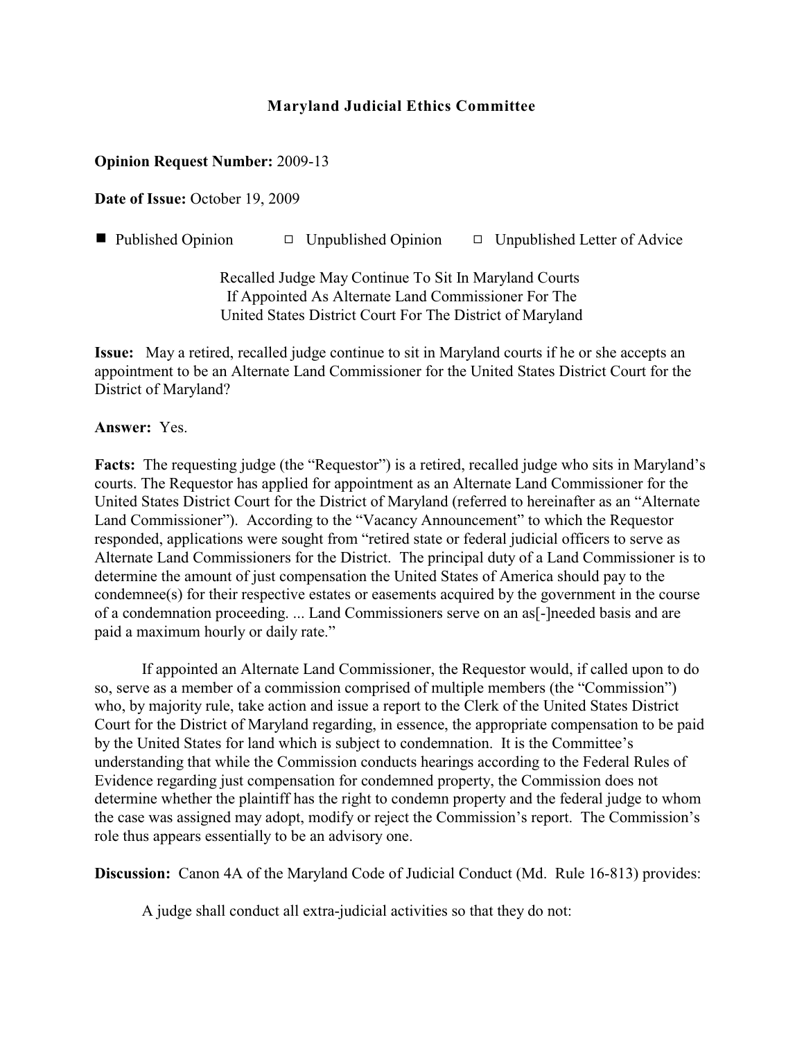**Maryland Judicial Ethics Committee**

**Opinion Request Number:** 2009-13

**Date of Issue:** October 19, 2009

■ Published Opinion  □ Unpublished Opinion  □ Unpublished Letter of Advice

Recalled Judge May Continue To Sit In Maryland Courts If Appointed As Alternate Land Commissioner For The United States District Court For The District of Maryland

**Issue:** May a retired, recalled judge continue to sit in Maryland courts if he or she accepts an appointment to be an Alternate Land Commissioner for the United States District Court for the District of Maryland?

**Answer:** Yes.

**Facts:** The requesting judge (the "Requestor") is a retired, recalled judge who sits in Maryland's courts. The Requestor has applied for appointment as an Alternate Land Commissioner for the United States District Court for the District of Maryland (referred to hereinafter as an "Alternate Land Commissioner"). According to the "Vacancy Announcement" to which the Requestor responded, applications were sought from "retired state or federal judicial officers to serve as Alternate Land Commissioners for the District. The principal duty of a Land Commissioner is to determine the amount of just compensation the United States of America should pay to the condemnee(s) for their respective estates or easements acquired by the government in the course of a condemnation proceeding. ... Land Commissioners serve on an as[-]needed basis and are paid a maximum hourly or daily rate."

If appointed an Alternate Land Commissioner, the Requestor would, if called upon to do so, serve as a member of a commission comprised of multiple members (the "Commission") who, by majority rule, take action and issue a report to the Clerk of the United States District Court for the District of Maryland regarding, in essence, the appropriate compensation to be paid by the United States for land which is subject to condemnation. It is the Committee's understanding that while the Commission conducts hearings according to the Federal Rules of Evidence regarding just compensation for condemned property, the Commission does not determine whether the plaintiff has the right to condemn property and the federal judge to whom the case was assigned may adopt, modify or reject the Commission's report. The Commission's role thus appears essentially to be an advisory one.

**Discussion:** Canon 4A of the Maryland Code of Judicial Conduct (Md. Rule 16-813) provides:

A judge shall conduct all extra-judicial activities so that they do not: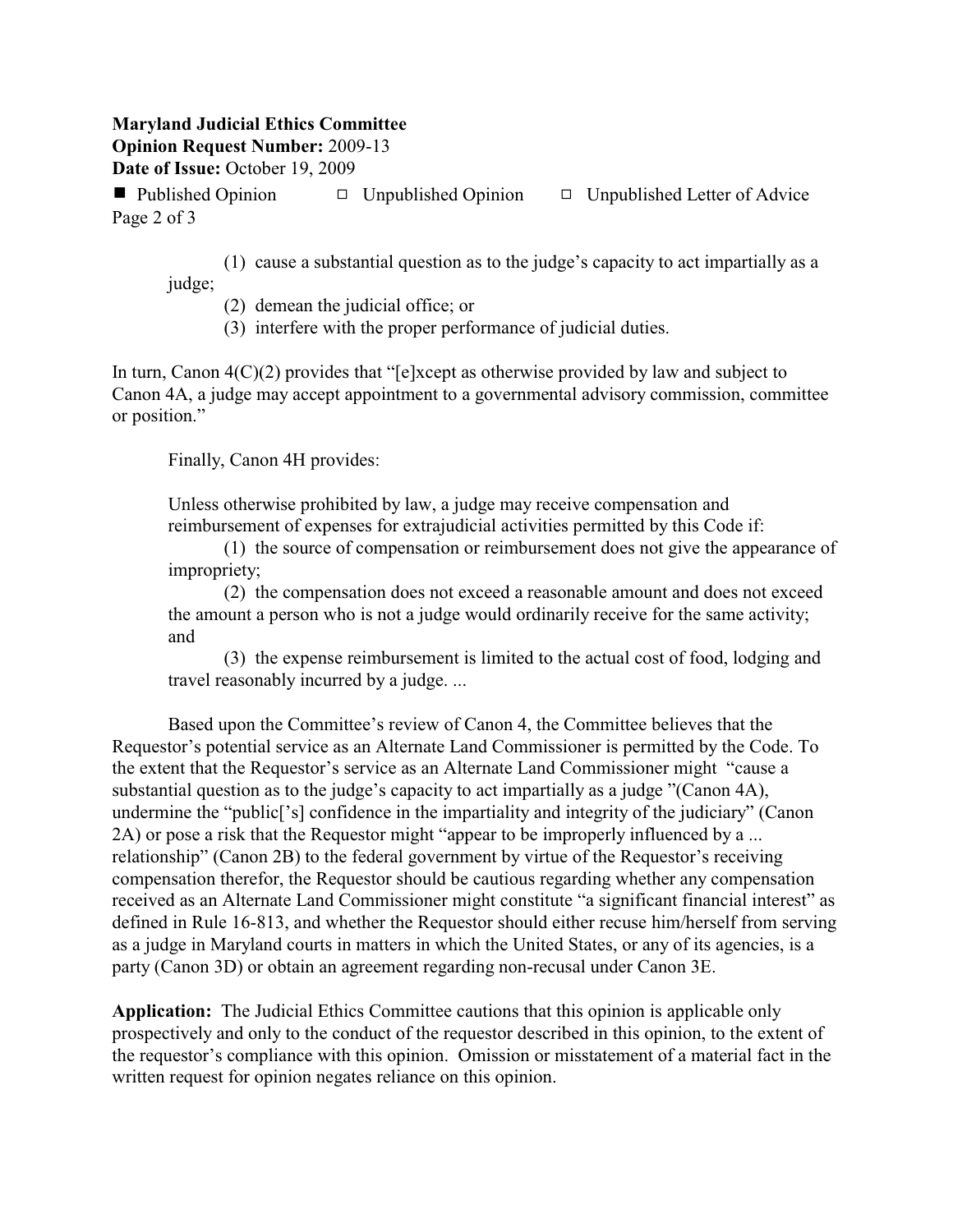(1) cause a substantial question as to the judge's capacity to act impartially as a judge;

(2) demean the judicial office; or

(3) interfere with the proper performance of judicial duties.

In turn, Canon 4(C)(2) provides that "[e]xcept as otherwise provided by law and subject to Canon 4A, a judge may accept appointment to a governmental advisory commission, committee or position."

Finally, Canon 4H provides:

> Unless otherwise prohibited by law, a judge may receive compensation and reimbursement of expenses for extrajudicial activities permitted by this Code if:
>
> (1) the source of compensation or reimbursement does not give the appearance of impropriety;
>
> (2) the compensation does not exceed a reasonable amount and does not exceed the amount a person who is not a judge would ordinarily receive for the same activity; and
>
> (3) the expense reimbursement is limited to the actual cost of food, lodging and travel reasonably incurred by a judge. ...

Based upon the Committee's review of Canon 4, the Committee believes that the Requestor's potential service as an Alternate Land Commissioner is permitted by the Code. To the extent that the Requestor's service as an Alternate Land Commissioner might "cause a substantial question as to the judge's capacity to act impartially as a judge "(Canon 4A), undermine the "public['s] confidence in the impartiality and integrity of the judiciary" (Canon 2A) or pose a risk that the Requestor might "appear to be improperly influenced by a ... relationship" (Canon 2B) to the federal government by virtue of the Requestor's receiving compensation therefor, the Requestor should be cautious regarding whether any compensation received as an Alternate Land Commissioner might constitute "a significant financial interest" as defined in Rule 16-813, and whether the Requestor should either recuse him/herself from serving as a judge in Maryland courts in matters in which the United States, or any of its agencies, is a party (Canon 3D) or obtain an agreement regarding non-recusal under Canon 3E.

**Application:** The Judicial Ethics Committee cautions that this opinion is applicable only prospectively and only to the conduct of the requestor described in this opinion, to the extent of the requestor's compliance with this opinion. Omission or misstatement of a material fact in the written request for opinion negates reliance on this opinion.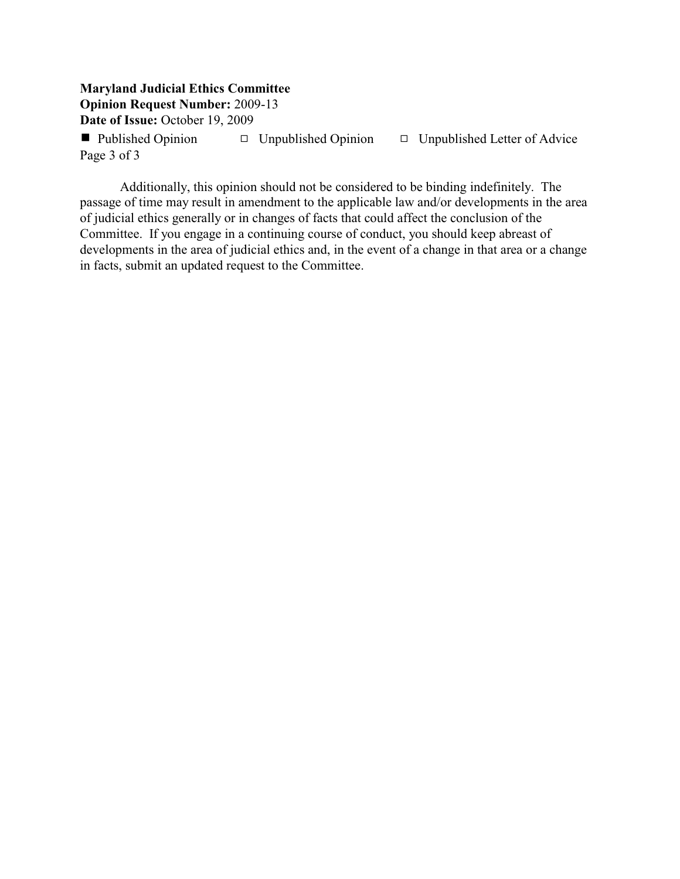Additionally, this opinion should not be considered to be binding indefinitely. The passage of time may result in amendment to the applicable law and/or developments in the area of judicial ethics generally or in changes of facts that could affect the conclusion of the Committee. If you engage in a continuing course of conduct, you should keep abreast of developments in the area of judicial ethics and, in the event of a change in that area or a change in facts, submit an updated request to the Committee.